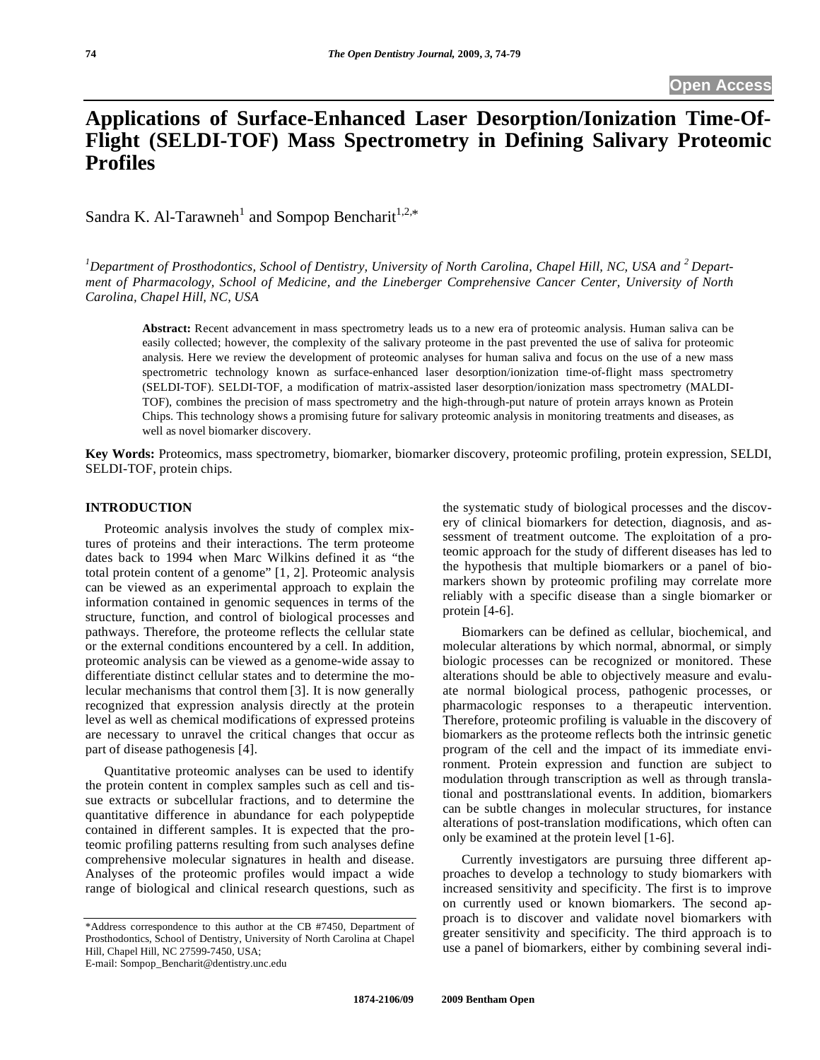# Applications of Surface-Enhanced Laser Desorption/Ionization Time-Of-Flight (SELDI-TOF) Mass Spectrometry in Defining Salivary Proteomic Profiles

Sandra K. Al-Tarawneh[1] and Sompop Bencharit[1,2,*]

*[1]Department of Prosthodontics, School of Dentistry, University of North Carolina, Chapel Hill, NC, USA and [2] Department of Pharmacology, School of Medicine, and the Lineberger Comprehensive Cancer Center, University of North Carolina, Chapel Hill, NC, USA*

**Abstract:** Recent advancement in mass spectrometry leads us to a new era of proteomic analysis. Human saliva can be easily collected; however, the complexity of the salivary proteome in the past prevented the use of saliva for proteomic analysis. Here we review the development of proteomic analyses for human saliva and focus on the use of a new mass spectrometric technology known as surface-enhanced laser desorption/ionization time-of-flight mass spectrometry (SELDI-TOF). SELDI-TOF, a modification of matrix-assisted laser desorption/ionization mass spectrometry (MALDI-TOF), combines the precision of mass spectrometry and the high-through-put nature of protein arrays known as Protein Chips. This technology shows a promising future for salivary proteomic analysis in monitoring treatments and diseases, as well as novel biomarker discovery.

**Key Words:** Proteomics, mass spectrometry, biomarker, biomarker discovery, proteomic profiling, protein expression, SELDI, SELDI-TOF, protein chips.

## INTRODUCTION

Proteomic analysis involves the study of complex mixtures of proteins and their interactions. The term proteome dates back to 1994 when Marc Wilkins defined it as "the total protein content of a genome" [1, 2]. Proteomic analysis can be viewed as an experimental approach to explain the information contained in genomic sequences in terms of the structure, function, and control of biological processes and pathways. Therefore, the proteome reflects the cellular state or the external conditions encountered by a cell. In addition, proteomic analysis can be viewed as a genome-wide assay to differentiate distinct cellular states and to determine the molecular mechanisms that control them [3]. It is now generally recognized that expression analysis directly at the protein level as well as chemical modifications of expressed proteins are necessary to unravel the critical changes that occur as part of disease pathogenesis [4].

Quantitative proteomic analyses can be used to identify the protein content in complex samples such as cell and tissue extracts or subcellular fractions, and to determine the quantitative difference in abundance for each polypeptide contained in different samples. It is expected that the proteomic profiling patterns resulting from such analyses define comprehensive molecular signatures in health and disease. Analyses of the proteomic profiles would impact a wide range of biological and clinical research questions, such as the systematic study of biological processes and the discovery of clinical biomarkers for detection, diagnosis, and assessment of treatment outcome. The exploitation of a proteomic approach for the study of different diseases has led to the hypothesis that multiple biomarkers or a panel of biomarkers shown by proteomic profiling may correlate more reliably with a specific disease than a single biomarker or protein [4-6].

Biomarkers can be defined as cellular, biochemical, and molecular alterations by which normal, abnormal, or simply biologic processes can be recognized or monitored. These alterations should be able to objectively measure and evaluate normal biological process, pathogenic processes, or pharmacologic responses to a therapeutic intervention. Therefore, proteomic profiling is valuable in the discovery of biomarkers as the proteome reflects both the intrinsic genetic program of the cell and the impact of its immediate environment. Protein expression and function are subject to modulation through transcription as well as through translational and posttranslational events. In addition, biomarkers can be subtle changes in molecular structures, for instance alterations of post-translation modifications, which often can only be examined at the protein level [1-6].

Currently investigators are pursuing three different approaches to develop a technology to study biomarkers with increased sensitivity and specificity. The first is to improve on currently used or known biomarkers. The second approach is to discover and validate novel biomarkers with greater sensitivity and specificity. The third approach is to use a panel of biomarkers, either by combining several indi-

*Address correspondence to this author at the CB #7450, Department of Prosthodontics, School of Dentistry, University of North Carolina at Chapel Hill, Chapel Hill, NC 27599-7450, USA;
E-mail: Sompop_Bencharit@dentistry.unc.edu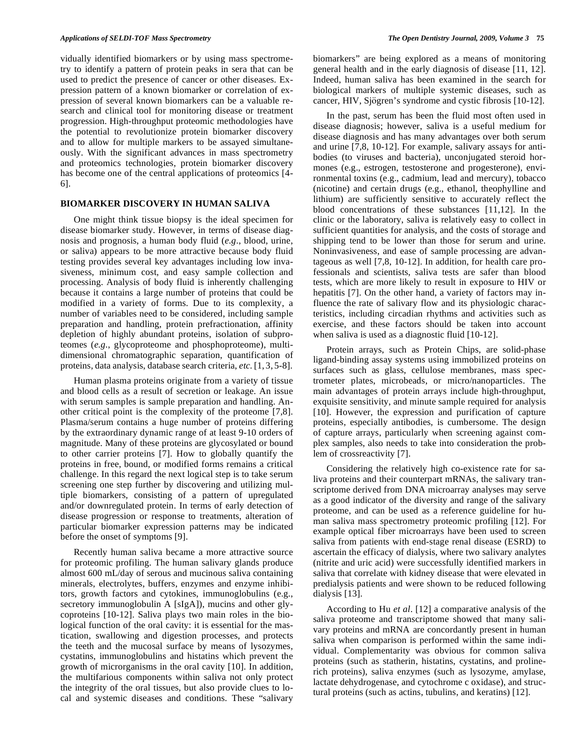vidually identified biomarkers or by using mass spectrometry to identify a pattern of protein peaks in sera that can be used to predict the presence of cancer or other diseases. Expression pattern of a known biomarker or correlation of expression of several known biomarkers can be a valuable research and clinical tool for monitoring disease or treatment progression. High-throughput proteomic methodologies have the potential to revolutionize protein biomarker discovery and to allow for multiple markers to be assayed simultaneously. With the significant advances in mass spectrometry and proteomics technologies, protein biomarker discovery has become one of the central applications of proteomics [4-6].

## BIOMARKER DISCOVERY IN HUMAN SALIVA

One might think tissue biopsy is the ideal specimen for disease biomarker study. However, in terms of disease diagnosis and prognosis, a human body fluid (*e.g*., blood, urine, or saliva) appears to be more attractive because body fluid testing provides several key advantages including low invasiveness, minimum cost, and easy sample collection and processing. Analysis of body fluid is inherently challenging because it contains a large number of proteins that could be modified in a variety of forms. Due to its complexity, a number of variables need to be considered, including sample preparation and handling, protein prefractionation, affinity depletion of highly abundant proteins, isolation of subproteomes (*e.g*., glycoproteome and phosphoproteome), multidimensional chromatographic separation, quantification of proteins, data analysis, database search criteria, *etc*. [1, 3, 5-8].

Human plasma proteins originate from a variety of tissue and blood cells as a result of secretion or leakage. An issue with serum samples is sample preparation and handling. Another critical point is the complexity of the proteome [7,8]. Plasma/serum contains a huge number of proteins differing by the extraordinary dynamic range of at least 9-10 orders of magnitude. Many of these proteins are glycosylated or bound to other carrier proteins [7]. How to globally quantify the proteins in free, bound, or modified forms remains a critical challenge. In this regard the next logical step is to take serum screening one step further by discovering and utilizing multiple biomarkers, consisting of a pattern of upregulated and/or downregulated protein. In terms of early detection of disease progression or response to treatments, alteration of particular biomarker expression patterns may be indicated before the onset of symptoms [9].

Recently human saliva became a more attractive source for proteomic profiling. The human salivary glands produce almost 600 mL/day of serous and mucinous saliva containing minerals, electrolytes, buffers, enzymes and enzyme inhibitors, growth factors and cytokines, immunoglobulins (e.g., secretory immunoglobulin A [sIgA]), mucins and other glycoproteins [10-12]. Saliva plays two main roles in the biological function of the oral cavity: it is essential for the mastication, swallowing and digestion processes, and protects the teeth and the mucosal surface by means of lysozymes, cystatins, immunoglobulins and histatins which prevent the growth of microrganisms in the oral cavity [10]. In addition, the multifarious components within saliva not only protect the integrity of the oral tissues, but also provide clues to local and systemic diseases and conditions. These "salivary biomarkers" are being explored as a means of monitoring general health and in the early diagnosis of disease [11, 12]. Indeed, human saliva has been examined in the search for biological markers of multiple systemic diseases, such as cancer, HIV, Sjögren's syndrome and cystic fibrosis [10-12].

In the past, serum has been the fluid most often used in disease diagnosis; however, saliva is a useful medium for disease diagnosis and has many advantages over both serum and urine [7,8, 10-12]. For example, salivary assays for antibodies (to viruses and bacteria), unconjugated steroid hormones (e.g., estrogen, testosterone and progesterone), environmental toxins (e.g., cadmium, lead and mercury), tobacco (nicotine) and certain drugs (e.g., ethanol, theophylline and lithium) are sufficiently sensitive to accurately reflect the blood concentrations of these substances [11,12]. In the clinic or the laboratory, saliva is relatively easy to collect in sufficient quantities for analysis, and the costs of storage and shipping tend to be lower than those for serum and urine. Noninvasiveness, and ease of sample processing are advantageous as well [7,8, 10-12]. In addition, for health care professionals and scientists, saliva tests are safer than blood tests, which are more likely to result in exposure to HIV or hepatitis [7]. On the other hand, a variety of factors may influence the rate of salivary flow and its physiologic characteristics, including circadian rhythms and activities such as exercise, and these factors should be taken into account when saliva is used as a diagnostic fluid [10-12].

Protein arrays, such as Protein Chips, are solid-phase ligand-binding assay systems using immobilized proteins on surfaces such as glass, cellulose membranes, mass spectrometer plates, microbeads, or micro/nanoparticles. The main advantages of protein arrays include high-throughput, exquisite sensitivity, and minute sample required for analysis [10]. However, the expression and purification of capture proteins, especially antibodies, is cumbersome. The design of capture arrays, particularly when screening against complex samples, also needs to take into consideration the problem of crossreactivity [7].

Considering the relatively high co-existence rate for saliva proteins and their counterpart mRNAs, the salivary transcriptome derived from DNA microarray analyses may serve as a good indicator of the diversity and range of the salivary proteome, and can be used as a reference guideline for human saliva mass spectrometry proteomic profiling [12]. For example optical fiber microarrays have been used to screen saliva from patients with end-stage renal disease (ESRD) to ascertain the efficacy of dialysis, where two salivary analytes (nitrite and uric acid) were successfully identified markers in saliva that correlate with kidney disease that were elevated in predialysis patients and were shown to be reduced following dialysis [13].

According to Hu *et al*. [12] a comparative analysis of the saliva proteome and transcriptome showed that many salivary proteins and mRNA are concordantly present in human saliva when comparison is performed within the same individual. Complementarity was obvious for common saliva proteins (such as statherin, histatins, cystatins, and proline-rich proteins), saliva enzymes (such as lysozyme, amylase, lactate dehydrogenase, and cytochrome c oxidase), and structural proteins (such as actins, tubulins, and keratins) [12].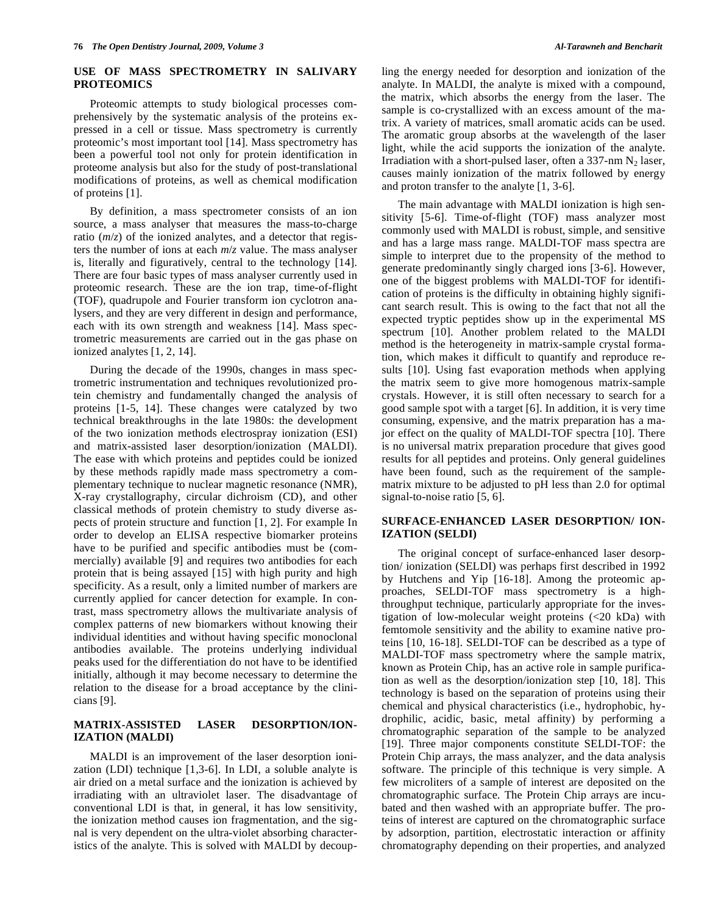## USE OF MASS SPECTROMETRY IN SALIVARY PROTEOMICS

Proteomic attempts to study biological processes comprehensively by the systematic analysis of the proteins expressed in a cell or tissue. Mass spectrometry is currently proteomic's most important tool [14]. Mass spectrometry has been a powerful tool not only for protein identification in proteome analysis but also for the study of post-translational modifications of proteins, as well as chemical modification of proteins [1].

By definition, a mass spectrometer consists of an ion source, a mass analyser that measures the mass-to-charge ratio ($m/z$) of the ionized analytes, and a detector that registers the number of ions at each $m/z$ value. The mass analyser is, literally and figuratively, central to the technology [14]. There are four basic types of mass analyser currently used in proteomic research. These are the ion trap, time-of-flight (TOF), quadrupole and Fourier transform ion cyclotron analysers, and they are very different in design and performance, each with its own strength and weakness [14]. Mass spectrometric measurements are carried out in the gas phase on ionized analytes [1, 2, 14].

During the decade of the 1990s, changes in mass spectrometric instrumentation and techniques revolutionized protein chemistry and fundamentally changed the analysis of proteins [1-5, 14]. These changes were catalyzed by two technical breakthroughs in the late 1980s: the development of the two ionization methods electrospray ionization (ESI) and matrix-assisted laser desorption/ionization (MALDI). The ease with which proteins and peptides could be ionized by these methods rapidly made mass spectrometry a complementary technique to nuclear magnetic resonance (NMR), X-ray crystallography, circular dichroism (CD), and other classical methods of protein chemistry to study diverse aspects of protein structure and function [1, 2]. For example In order to develop an ELISA respective biomarker proteins have to be purified and specific antibodies must be (commercially) available [9] and requires two antibodies for each protein that is being assayed [15] with high purity and high specificity. As a result, only a limited number of markers are currently applied for cancer detection for example. In contrast, mass spectrometry allows the multivariate analysis of complex patterns of new biomarkers without knowing their individual identities and without having specific monoclonal antibodies available. The proteins underlying individual peaks used for the differentiation do not have to be identified initially, although it may become necessary to determine the relation to the disease for a broad acceptance by the clinicians [9].

## MATRIX-ASSISTED LASER DESORPTION/IONIZATION (MALDI)

MALDI is an improvement of the laser desorption ionization (LDI) technique [1,3-6]. In LDI, a soluble analyte is air dried on a metal surface and the ionization is achieved by irradiating with an ultraviolet laser. The disadvantage of conventional LDI is that, in general, it has low sensitivity, the ionization method causes ion fragmentation, and the signal is very dependent on the ultra-violet absorbing characteristics of the analyte. This is solved with MALDI by decoupling the energy needed for desorption and ionization of the analyte. In MALDI, the analyte is mixed with a compound, the matrix, which absorbs the energy from the laser. The sample is co-crystallized with an excess amount of the matrix. A variety of matrices, small aromatic acids can be used. The aromatic group absorbs at the wavelength of the laser light, while the acid supports the ionization of the analyte. Irradiation with a short-pulsed laser, often a 337-nm $N_2$ laser, causes mainly ionization of the matrix followed by energy and proton transfer to the analyte [1, 3-6].

The main advantage with MALDI ionization is high sensitivity [5-6]. Time-of-flight (TOF) mass analyzer most commonly used with MALDI is robust, simple, and sensitive and has a large mass range. MALDI-TOF mass spectra are simple to interpret due to the propensity of the method to generate predominantly singly charged ions [3-6]. However, one of the biggest problems with MALDI-TOF for identification of proteins is the difficulty in obtaining highly significant search result. This is owing to the fact that not all the expected tryptic peptides show up in the experimental MS spectrum [10]. Another problem related to the MALDI method is the heterogeneity in matrix-sample crystal formation, which makes it difficult to quantify and reproduce results [10]. Using fast evaporation methods when applying the matrix seem to give more homogenous matrix-sample crystals. However, it is still often necessary to search for a good sample spot with a target [6]. In addition, it is very time consuming, expensive, and the matrix preparation has a major effect on the quality of MALDI-TOF spectra [10]. There is no universal matrix preparation procedure that gives good results for all peptides and proteins. Only general guidelines have been found, such as the requirement of the sample-matrix mixture to be adjusted to pH less than 2.0 for optimal signal-to-noise ratio [5, 6].

## SURFACE-ENHANCED LASER DESORPTION/ IONIZATION (SELDI)

The original concept of surface-enhanced laser desorption/ ionization (SELDI) was perhaps first described in 1992 by Hutchens and Yip [16-18]. Among the proteomic approaches, SELDI-TOF mass spectrometry is a high-throughput technique, particularly appropriate for the investigation of low-molecular weight proteins (<20 kDa) with femtomole sensitivity and the ability to examine native proteins [10, 16-18]. SELDI-TOF can be described as a type of MALDI-TOF mass spectrometry where the sample matrix, known as Protein Chip, has an active role in sample purification as well as the desorption/ionization step [10, 18]. This technology is based on the separation of proteins using their chemical and physical characteristics (i.e., hydrophobic, hydrophilic, acidic, basic, metal affinity) by performing a chromatographic separation of the sample to be analyzed [19]. Three major components constitute SELDI-TOF: the Protein Chip arrays, the mass analyzer, and the data analysis software. The principle of this technique is very simple. A few microliters of a sample of interest are deposited on the chromatographic surface. The Protein Chip arrays are incubated and then washed with an appropriate buffer. The proteins of interest are captured on the chromatographic surface by adsorption, partition, electrostatic interaction or affinity chromatography depending on their properties, and analyzed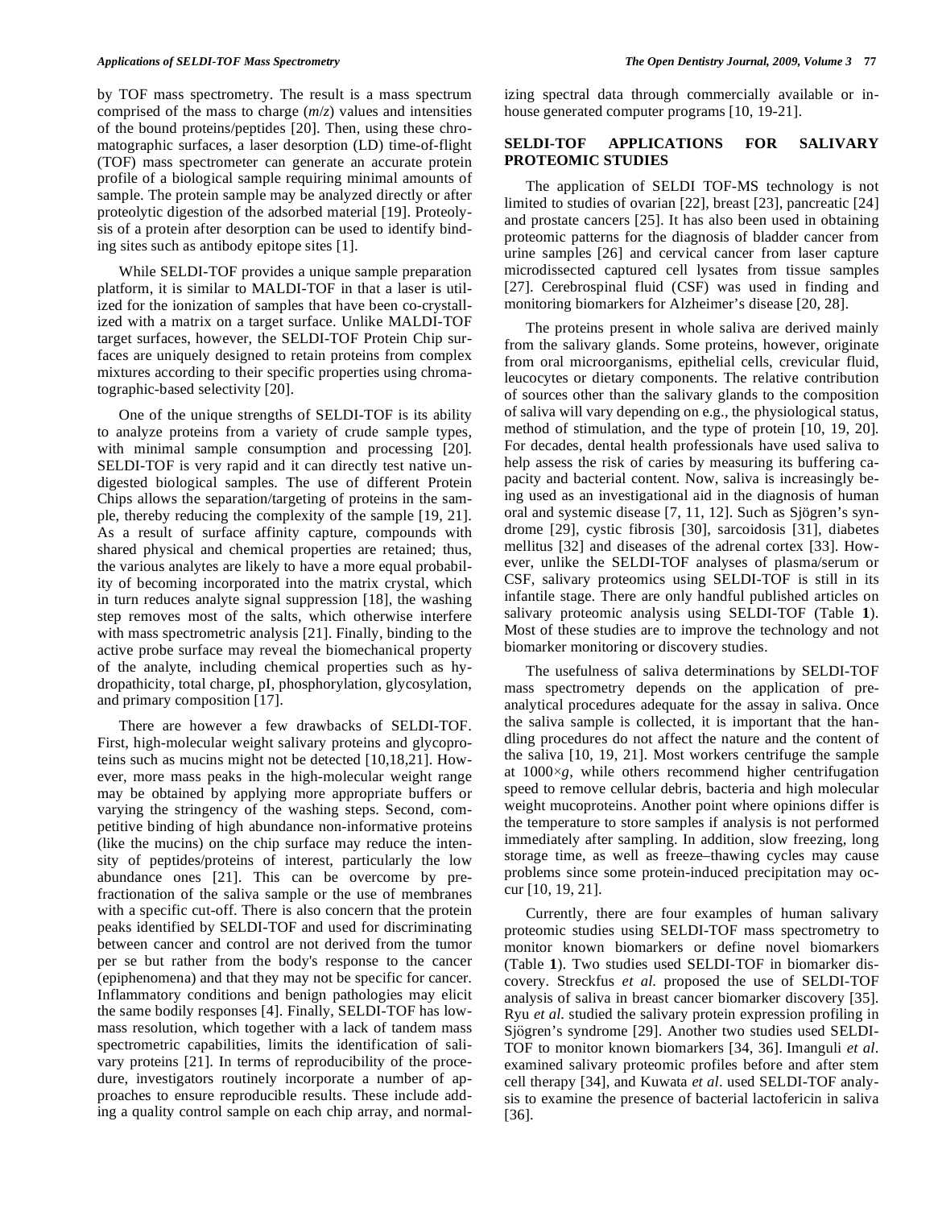by TOF mass spectrometry. The result is a mass spectrum comprised of the mass to charge (*m*/*z*) values and intensities of the bound proteins/peptides [20]. Then, using these chromatographic surfaces, a laser desorption (LD) time-of-flight (TOF) mass spectrometer can generate an accurate protein profile of a biological sample requiring minimal amounts of sample. The protein sample may be analyzed directly or after proteolytic digestion of the adsorbed material [19]. Proteolysis of a protein after desorption can be used to identify binding sites such as antibody epitope sites [1].

While SELDI-TOF provides a unique sample preparation platform, it is similar to MALDI-TOF in that a laser is utilized for the ionization of samples that have been co-crystallized with a matrix on a target surface. Unlike MALDI-TOF target surfaces, however, the SELDI-TOF Protein Chip surfaces are uniquely designed to retain proteins from complex mixtures according to their specific properties using chromatographic-based selectivity [20].

One of the unique strengths of SELDI-TOF is its ability to analyze proteins from a variety of crude sample types, with minimal sample consumption and processing [20]. SELDI-TOF is very rapid and it can directly test native undigested biological samples. The use of different Protein Chips allows the separation/targeting of proteins in the sample, thereby reducing the complexity of the sample [19, 21]. As a result of surface affinity capture, compounds with shared physical and chemical properties are retained; thus, the various analytes are likely to have a more equal probability of becoming incorporated into the matrix crystal, which in turn reduces analyte signal suppression [18], the washing step removes most of the salts, which otherwise interfere with mass spectrometric analysis [21]. Finally, binding to the active probe surface may reveal the biomechanical property of the analyte, including chemical properties such as hydropathicity, total charge, pI, phosphorylation, glycosylation, and primary composition [17].

There are however a few drawbacks of SELDI-TOF. First, high-molecular weight salivary proteins and glycoproteins such as mucins might not be detected [10,18,21]. However, more mass peaks in the high-molecular weight range may be obtained by applying more appropriate buffers or varying the stringency of the washing steps. Second, competitive binding of high abundance non-informative proteins (like the mucins) on the chip surface may reduce the intensity of peptides/proteins of interest, particularly the low abundance ones [21]. This can be overcome by prefractionation of the saliva sample or the use of membranes with a specific cut-off. There is also concern that the protein peaks identified by SELDI-TOF and used for discriminating between cancer and control are not derived from the tumor per se but rather from the body's response to the cancer (epiphenomena) and that they may not be specific for cancer. Inflammatory conditions and benign pathologies may elicit the same bodily responses [4]. Finally, SELDI-TOF has low-mass resolution, which together with a lack of tandem mass spectrometric capabilities, limits the identification of salivary proteins [21]. In terms of reproducibility of the procedure, investigators routinely incorporate a number of approaches to ensure reproducible results. These include adding a quality control sample on each chip array, and normalizing spectral data through commercially available or in-house generated computer programs [10, 19-21].

## SELDI-TOF APPLICATIONS FOR SALIVARY PROTEOMIC STUDIES

The application of SELDI TOF-MS technology is not limited to studies of ovarian [22], breast [23], pancreatic [24] and prostate cancers [25]. It has also been used in obtaining proteomic patterns for the diagnosis of bladder cancer from urine samples [26] and cervical cancer from laser capture microdissected captured cell lysates from tissue samples [27]. Cerebrospinal fluid (CSF) was used in finding and monitoring biomarkers for Alzheimer's disease [20, 28].

The proteins present in whole saliva are derived mainly from the salivary glands. Some proteins, however, originate from oral microorganisms, epithelial cells, crevicular fluid, leucocytes or dietary components. The relative contribution of sources other than the salivary glands to the composition of saliva will vary depending on e.g., the physiological status, method of stimulation, and the type of protein [10, 19, 20]. For decades, dental health professionals have used saliva to help assess the risk of caries by measuring its buffering capacity and bacterial content. Now, saliva is increasingly being used as an investigational aid in the diagnosis of human oral and systemic disease [7, 11, 12]. Such as Sjögren's syndrome [29], cystic fibrosis [30], sarcoidosis [31], diabetes mellitus [32] and diseases of the adrenal cortex [33]. However, unlike the SELDI-TOF analyses of plasma/serum or CSF, salivary proteomics using SELDI-TOF is still in its infantile stage. There are only handful published articles on salivary proteomic analysis using SELDI-TOF (Table **1**). Most of these studies are to improve the technology and not biomarker monitoring or discovery studies.

The usefulness of saliva determinations by SELDI-TOF mass spectrometry depends on the application of pre-analytical procedures adequate for the assay in saliva. Once the saliva sample is collected, it is important that the handling procedures do not affect the nature and the content of the saliva [10, 19, 21]. Most workers centrifuge the sample at 1000×*g*, while others recommend higher centrifugation speed to remove cellular debris, bacteria and high molecular weight mucoproteins. Another point where opinions differ is the temperature to store samples if analysis is not performed immediately after sampling. In addition, slow freezing, long storage time, as well as freeze–thawing cycles may cause problems since some protein-induced precipitation may occur [10, 19, 21].

Currently, there are four examples of human salivary proteomic studies using SELDI-TOF mass spectrometry to monitor known biomarkers or define novel biomarkers (Table **1**). Two studies used SELDI-TOF in biomarker discovery. Streckfus *et al.* proposed the use of SELDI-TOF analysis of saliva in breast cancer biomarker discovery [35]. Ryu *et al.* studied the salivary protein expression profiling in Sjögren's syndrome [29]. Another two studies used SELDI-TOF to monitor known biomarkers [34, 36]. Imanguli *et al*. examined salivary proteomic profiles before and after stem cell therapy [34], and Kuwata *et al*. used SELDI-TOF analysis to examine the presence of bacterial lactofericin in saliva [36].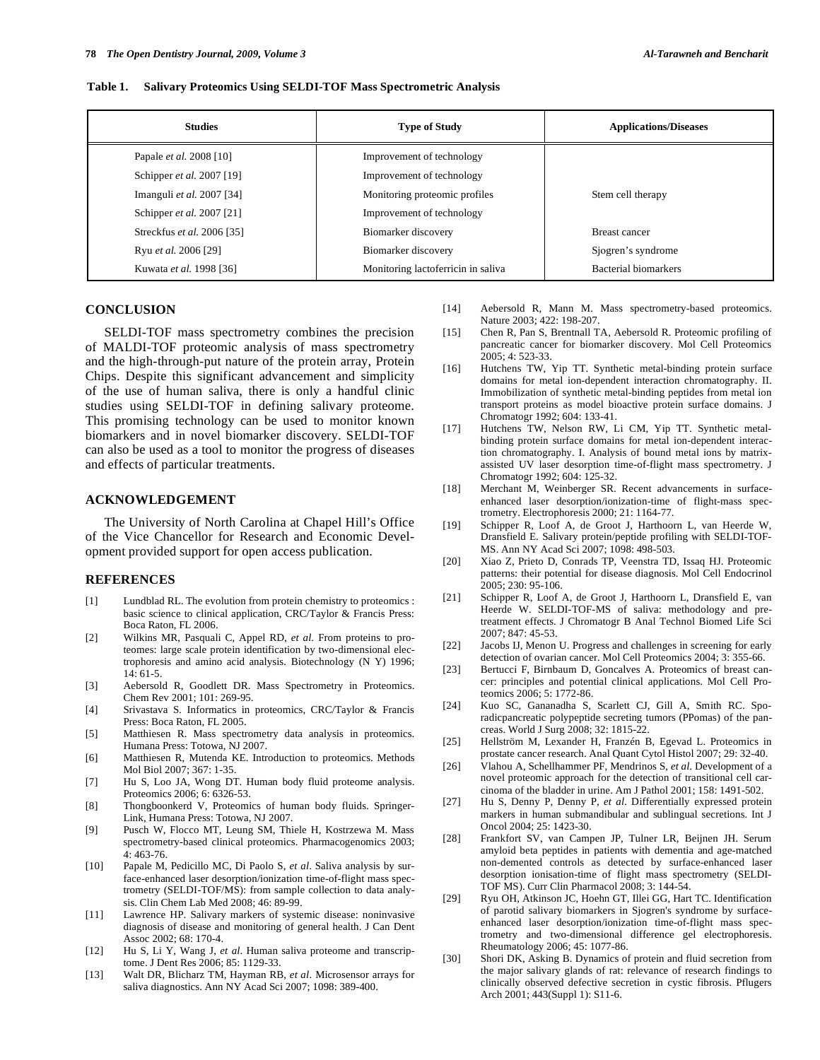**Table 1. Salivary Proteomics Using SELDI-TOF Mass Spectrometric Analysis**

| Studies | Type of Study | Applications/Diseases |
|---|---|---|
| Papale *et al.* 2008 [10] | Improvement of technology | |
| Schipper *et al.* 2007 [19] | Improvement of technology | |
| Imanguli *et al.* 2007 [34] | Monitoring proteomic profiles | Stem cell therapy |
| Schipper *et al.* 2007 [21] | Improvement of technology | |
| Streckfus *et al.* 2006 [35] | Biomarker discovery | Breast cancer |
| Ryu *et al.* 2006 [29] | Biomarker discovery | Sjogren's syndrome |
| Kuwata *et al.* 1998 [36] | Monitoring lactoferricin in saliva | Bacterial biomarkers |

## CONCLUSION

SELDI-TOF mass spectrometry combines the precision of MALDI-TOF proteomic analysis of mass spectrometry and the high-through-put nature of the protein array, Protein Chips. Despite this significant advancement and simplicity of the use of human saliva, there is only a handful clinic studies using SELDI-TOF in defining salivary proteome. This promising technology can be used to monitor known biomarkers and in novel biomarker discovery. SELDI-TOF can also be used as a tool to monitor the progress of diseases and effects of particular treatments.

## ACKNOWLEDGEMENT

The University of North Carolina at Chapel Hill's Office of the Vice Chancellor for Research and Economic Development provided support for open access publication.

## REFERENCES

[1] Lundblad RL. The evolution from protein chemistry to proteomics : basic science to clinical application, CRC/Taylor & Francis Press: Boca Raton, FL 2006.

[2] Wilkins MR, Pasquali C, Appel RD, *et al.* From proteins to proteomes: large scale protein identification by two-dimensional electrophoresis and amino acid analysis. Biotechnology (N Y) 1996; 14: 61-5.

[3] Aebersold R, Goodlett DR. Mass Spectrometry in Proteomics. Chem Rev 2001; 101: 269-95.

[4] Srivastava S. Informatics in proteomics, CRC/Taylor & Francis Press: Boca Raton, FL 2005.

[5] Matthiesen R. Mass spectrometry data analysis in proteomics. Humana Press: Totowa, NJ 2007.

[6] Matthiesen R, Mutenda KE. Introduction to proteomics. Methods Mol Biol 2007; 367: 1-35.

[7] Hu S, Loo JA, Wong DT. Human body fluid proteome analysis. Proteomics 2006; 6: 6326-53.

[8] Thongboonkerd V, Proteomics of human body fluids. Springer-Link, Humana Press: Totowa, NJ 2007.

[9] Pusch W, Flocco MT, Leung SM, Thiele H, Kostrzewa M. Mass spectrometry-based clinical proteomics. Pharmacogenomics 2003; 4: 463-76.

[10] Papale M, Pedicillo MC, Di Paolo S, *et al.* Saliva analysis by surface-enhanced laser desorption/ionization time-of-flight mass spectrometry (SELDI-TOF/MS): from sample collection to data analysis. Clin Chem Lab Med 2008; 46: 89-99.

[11] Lawrence HP. Salivary markers of systemic disease: noninvasive diagnosis of disease and monitoring of general health. J Can Dent Assoc 2002; 68: 170-4.

[12] Hu S, Li Y, Wang J, *et al.* Human saliva proteome and transcriptome. J Dent Res 2006; 85: 1129-33.

[13] Walt DR, Blicharz TM, Hayman RB, *et al.* Microsensor arrays for saliva diagnostics. Ann NY Acad Sci 2007; 1098: 389-400.

[14] Aebersold R, Mann M. Mass spectrometry-based proteomics. Nature 2003; 422: 198-207.

[15] Chen R, Pan S, Brentnall TA, Aebersold R. Proteomic profiling of pancreatic cancer for biomarker discovery. Mol Cell Proteomics 2005; 4: 523-33.

[16] Hutchens TW, Yip TT. Synthetic metal-binding protein surface domains for metal ion-dependent interaction chromatography. II. Immobilization of synthetic metal-binding peptides from metal ion transport proteins as model bioactive protein surface domains. J Chromatogr 1992; 604: 133-41.

[17] Hutchens TW, Nelson RW, Li CM, Yip TT. Synthetic metal-binding protein surface domains for metal ion-dependent interaction chromatography. I. Analysis of bound metal ions by matrix-assisted UV laser desorption time-of-flight mass spectrometry. J Chromatogr 1992; 604: 125-32.

[18] Merchant M, Weinberger SR. Recent advancements in surface-enhanced laser desorption/ionization-time of flight-mass spectrometry. Electrophoresis 2000; 21: 1164-77.

[19] Schipper R, Loof A, de Groot J, Harthoorn L, van Heerde W, Dransfield E. Salivary protein/peptide profiling with SELDI-TOF-MS. Ann NY Acad Sci 2007; 1098: 498-503.

[20] Xiao Z, Prieto D, Conrads TP, Veenstra TD, Issaq HJ. Proteomic patterns: their potential for disease diagnosis. Mol Cell Endocrinol 2005; 230: 95-106.

[21] Schipper R, Loof A, de Groot J, Harthoorn L, Dransfield E, van Heerde W. SELDI-TOF-MS of saliva: methodology and pre-treatment effects. J Chromatogr B Anal Technol Biomed Life Sci 2007; 847: 45-53.

[22] Jacobs IJ, Menon U. Progress and challenges in screening for early detection of ovarian cancer. Mol Cell Proteomics 2004; 3: 355-66.

[23] Bertucci F, Birnbaum D, Goncalves A. Proteomics of breast cancer: principles and potential clinical applications. Mol Cell Proteomics 2006; 5: 1772-86.

[24] Kuo SC, Gananadha S, Scarlett CJ, Gill A, Smith RC. Sporadicpancreatic polypeptide secreting tumors (PPomas) of the pancreas. World J Surg 2008; 32: 1815-22.

[25] Hellström M, Lexander H, Franzén B, Egevad L. Proteomics in prostate cancer research. Anal Quant Cytol Histol 2007; 29: 32-40.

[26] Vlahou A, Schellhammer PF, Mendrinos S, *et al.* Development of a novel proteomic approach for the detection of transitional cell carcinoma of the bladder in urine. Am J Pathol 2001; 158: 1491-502.

[27] Hu S, Denny P, Denny P, *et al.* Differentially expressed protein markers in human submandibular and sublingual secretions. Int J Oncol 2004; 25: 1423-30.

[28] Frankfort SV, van Campen JP, Tulner LR, Beijnen JH. Serum amyloid beta peptides in patients with dementia and age-matched non-demented controls as detected by surface-enhanced laser desorption ionisation-time of flight mass spectrometry (SELDI-TOF MS). Curr Clin Pharmacol 2008; 3: 144-54.

[29] Ryu OH, Atkinson JC, Hoehn GT, Illei GG, Hart TC. Identification of parotid salivary biomarkers in Sjogren's syndrome by surface-enhanced laser desorption/ionization time-of-flight mass spectrometry and two-dimensional difference gel electrophoresis. Rheumatology 2006; 45: 1077-86.

[30] Shori DK, Asking B. Dynamics of protein and fluid secretion from the major salivary glands of rat: relevance of research findings to clinically observed defective secretion in cystic fibrosis. Pflugers Arch 2001; 443(Suppl 1): S11-6.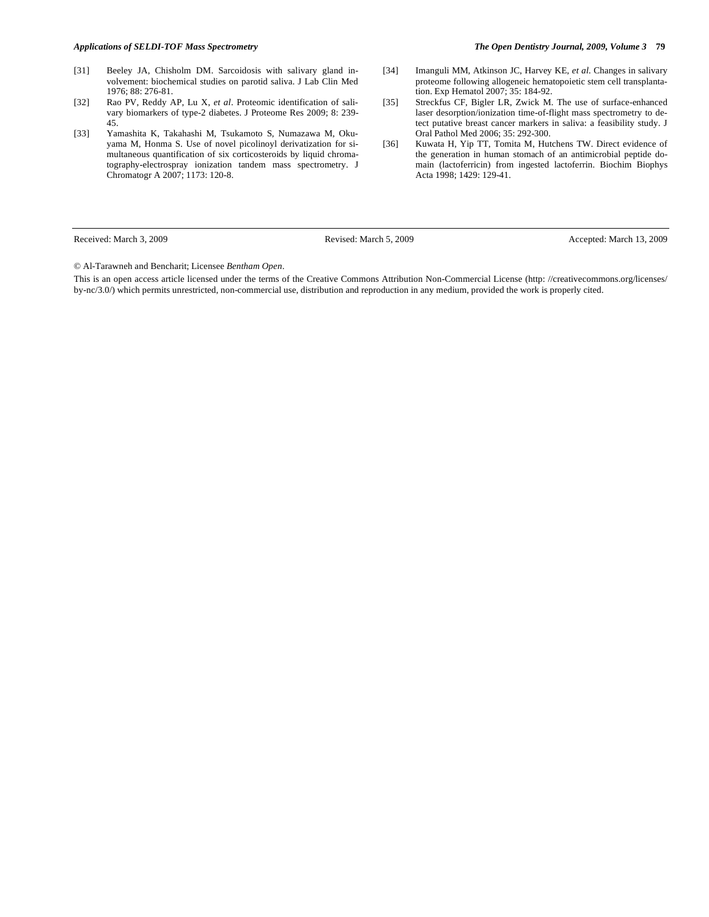[31] Beeley JA, Chisholm DM. Sarcoidosis with salivary gland involvement: biochemical studies on parotid saliva. J Lab Clin Med 1976; 88: 276-81.

[32] Rao PV, Reddy AP, Lu X, *et al*. Proteomic identification of salivary biomarkers of type-2 diabetes. J Proteome Res 2009; 8: 239-45.

[33] Yamashita K, Takahashi M, Tsukamoto S, Numazawa M, Okuyama M, Honma S. Use of novel picolinoyl derivatization for simultaneous quantification of six corticosteroids by liquid chromatography-electrospray ionization tandem mass spectrometry. J Chromatogr A 2007; 1173: 120-8.

[34] Imanguli MM, Atkinson JC, Harvey KE, *et al*. Changes in salivary proteome following allogeneic hematopoietic stem cell transplantation. Exp Hematol 2007; 35: 184-92.

[35] Streckfus CF, Bigler LR, Zwick M. The use of surface-enhanced laser desorption/ionization time-of-flight mass spectrometry to detect putative breast cancer markers in saliva: a feasibility study. J Oral Pathol Med 2006; 35: 292-300.

[36] Kuwata H, Yip TT, Tomita M, Hutchens TW. Direct evidence of the generation in human stomach of an antimicrobial peptide domain (lactoferricin) from ingested lactoferrin. Biochim Biophys Acta 1998; 1429: 129-41.

---

Received: March 3, 2009 Revised: March 5, 2009 Accepted: March 13, 2009

© Al-Tarawneh and Bencharit; Licensee *Bentham Open*.

This is an open access article licensed under the terms of the Creative Commons Attribution Non-Commercial License (http: //creativecommons.org/licenses/by-nc/3.0/) which permits unrestricted, non-commercial use, distribution and reproduction in any medium, provided the work is properly cited.